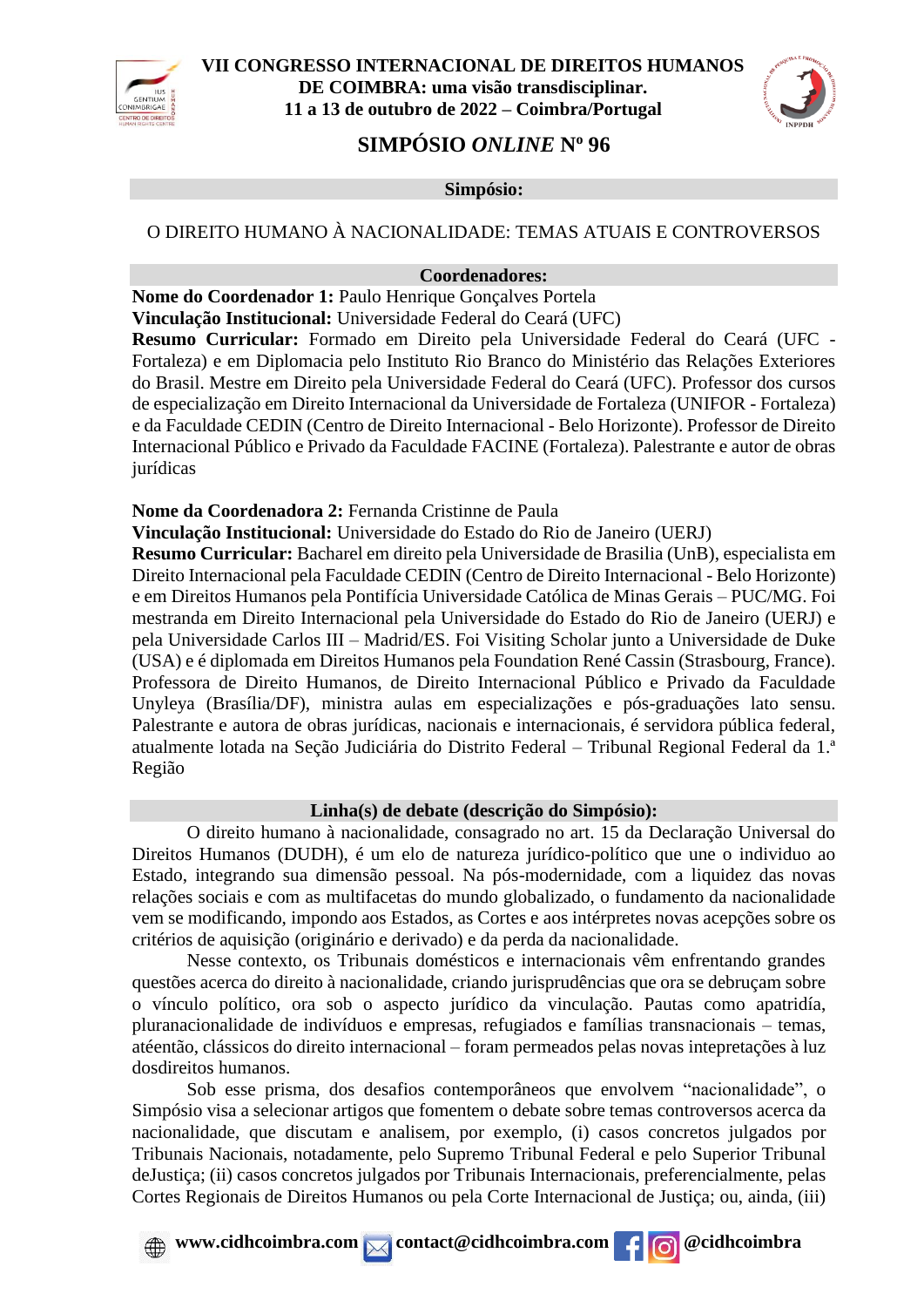**VII CONGRESSO INTERNACIONAL DE DIREITOS HUMANOS DE COIMBRA: uma visão transdisciplinar.**
**11 a 13 de outubro de 2022 – Coimbra/Portugal**

# SIMPÓSIO *ONLINE* Nº 96

**Simpósio:**

O DIREITO HUMANO À NACIONALIDADE: TEMAS ATUAIS E CONTROVERSOS

**Coordenadores:**

**Nome do Coordenador 1:** Paulo Henrique Gonçalves Portela
**Vinculação Institucional:** Universidade Federal do Ceará (UFC)
**Resumo Curricular:** Formado em Direito pela Universidade Federal do Ceará (UFC - Fortaleza) e em Diplomacia pelo Instituto Rio Branco do Ministério das Relações Exteriores do Brasil. Mestre em Direito pela Universidade Federal do Ceará (UFC). Professor dos cursos de especialização em Direito Internacional da Universidade de Fortaleza (UNIFOR - Fortaleza) e da Faculdade CEDIN (Centro de Direito Internacional - Belo Horizonte). Professor de Direito Internacional Público e Privado da Faculdade FACINE (Fortaleza). Palestrante e autor de obras jurídicas

**Nome da Coordenadora 2:** Fernanda Cristinne de Paula
**Vinculação Institucional:** Universidade do Estado do Rio de Janeiro (UERJ)
**Resumo Curricular:** Bacharel em direito pela Universidade de Brasilia (UnB), especialista em Direito Internacional pela Faculdade CEDIN (Centro de Direito Internacional - Belo Horizonte) e em Direitos Humanos pela Pontifícia Universidade Católica de Minas Gerais – PUC/MG. Foi mestranda em Direito Internacional pela Universidade do Estado do Rio de Janeiro (UERJ) e pela Universidade Carlos III – Madrid/ES. Foi Visiting Scholar junto a Universidade de Duke (USA) e é diplomada em Direitos Humanos pela Foundation René Cassin (Strasbourg, France). Professora de Direito Humanos, de Direito Internacional Público e Privado da Faculdade Unyleya (Brasília/DF), ministra aulas em especializações e pós-graduações lato sensu. Palestrante e autora de obras jurídicas, nacionais e internacionais, é servidora pública federal, atualmente lotada na Seção Judiciária do Distrito Federal – Tribunal Regional Federal da 1.ª Região

**Linha(s) de debate (descrição do Simpósio):**

O direito humano à nacionalidade, consagrado no art. 15 da Declaração Universal do Direitos Humanos (DUDH), é um elo de natureza jurídico-política que une o individuo ao Estado, integrando sua dimensão pessoal. Na pós-modernidade, com a liquidez das novas relações sociais e com as multifacetas do mundo globalizado, o fundamento da nacionalidade vem se modificando, impondo aos Estados, as Cortes e aos intérpretes novas acepções sobre os critérios de aquisição (originário e derivado) e da perda da nacionalidade.

Nesse contexto, os Tribunais domésticos e internacionais vêm enfrentando grandes questões acerca do direito à nacionalidade, criando jurisprudências que ora se debruçam sobre o vínculo político, ora sob o aspecto jurídico da vinculação. Pautas como apatridía, pluranacionalidade de indivíduos e empresas, refugiados e famílias transnacionais – temas, atéentão, clássicos do direito internacional – foram permeados pelas novas intepretações à luz dosdireitos humanos.

Sob esse prisma, dos desafios contemporâneos que envolvem "nacionalidade", o Simpósio visa a selecionar artigos que fomentem o debate sobre temas controversos acerca da nacionalidade, que discutam e analisem, por exemplo, (i) casos concretos julgados por Tribunais Nacionais, notadamente, pelo Supremo Tribunal Federal e pelo Superior Tribunal deJustiça; (ii) casos concretos julgados por Tribunais Internacionais, preferencialmente, pelas Cortes Regionais de Direitos Humanos ou pela Corte Internacional de Justiça; ou, ainda, (iii)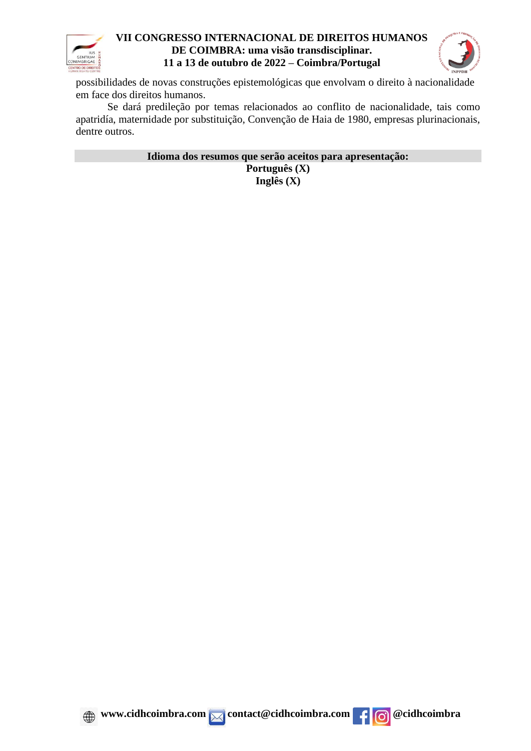possibilidades de novas construções epistemológicas que envolvam o direito à nacionalidade em face dos direitos humanos.

Se dará predileção por temas relacionados ao conflito de nacionalidade, tais como apatridía, maternidade por substituição, Convenção de Haia de 1980, empresas plurinacionais, dentre outros.

**Idioma dos resumos que serão aceitos para apresentação:**

**Português (X)**

**Inglês (X)**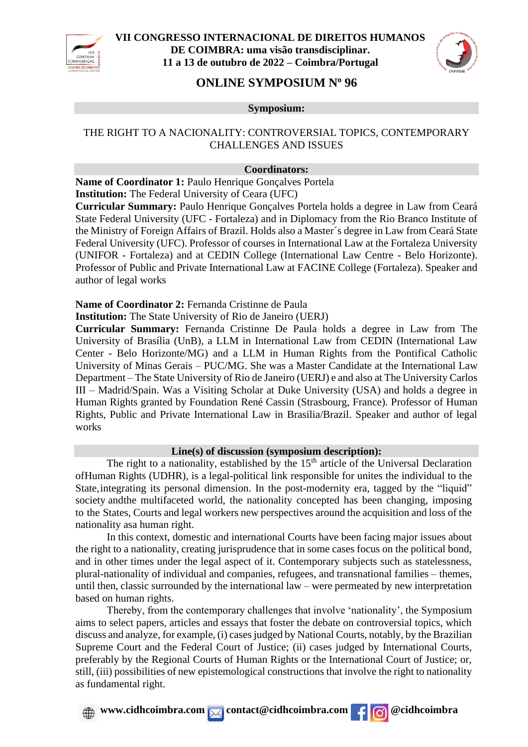# ONLINE SYMPOSIUM Nº 96

**Symposium:**

THE RIGHT TO A NACIONALITY: CONTROVERSIAL TOPICS, CONTEMPORARY CHALLENGES AND ISSUES

**Coordinators:**

**Name of Coordinator 1:** Paulo Henrique Gonçalves Portela
**Institution:** The Federal University of Ceara (UFC)
**Curricular Summary:** Paulo Henrique Gonçalves Portela holds a degree in Law from Ceará State Federal University (UFC - Fortaleza) and in Diplomacy from the Rio Branco Institute of the Ministry of Foreign Affairs of Brazil. Holds also a Master´s degree in Law from Ceará State Federal University (UFC). Professor of courses in International Law at the Fortaleza University (UNIFOR - Fortaleza) and at CEDIN College (International Law Centre - Belo Horizonte). Professor of Public and Private International Law at FACINE College (Fortaleza). Speaker and author of legal works

**Name of Coordinator 2:** Fernanda Cristinne de Paula
**Institution:** The State University of Rio de Janeiro (UERJ)
**Curricular Summary:** Fernanda Cristinne De Paula holds a degree in Law from The University of Brasília (UnB), a LLM in International Law from CEDIN (International Law Center - Belo Horizonte/MG) and a LLM in Human Rights from the Pontifical Catholic University of Minas Gerais – PUC/MG. She was a Master Candidate at the International Law Department – The State University of Rio de Janeiro (UERJ) e and also at The University Carlos III – Madrid/Spain. Was a Visiting Scholar at Duke University (USA) and holds a degree in Human Rights granted by Foundation René Cassin (Strasbourg, France). Professor of Human Rights, Public and Private International Law in Brasilia/Brazil. Speaker and author of legal works

**Line(s) of discussion (symposium description):**

The right to a nationality, established by the 15th article of the Universal Declaration ofHuman Rights (UDHR), is a legal-political link responsible for unites the individual to the State,integrating its personal dimension. In the post-modernity era, tagged by the "liquid" society andthe multifaceted world, the nationality concepted has been changing, imposing to the States, Courts and legal workers new perspectives around the acquisition and loss of the nationality asa human right.

In this context, domestic and international Courts have been facing major issues about the right to a nationality, creating jurisprudence that in some cases focus on the political bond, and in other times under the legal aspect of it. Contemporary subjects such as statelessness, plural-nationality of individual and companies, refugees, and transnational families – themes, until then, classic surrounded by the international law – were permeated by new interpretation based on human rights.

Thereby, from the contemporary challenges that involve 'nationality', the Symposium aims to select papers, articles and essays that foster the debate on controversial topics, which discuss and analyze, for example, (i) cases judged by National Courts, notably, by the Brazilian Supreme Court and the Federal Court of Justice; (ii) cases judged by International Courts, preferably by the Regional Courts of Human Rights or the International Court of Justice; or, still, (iii) possibilities of new epistemological constructions that involve the right to nationality as fundamental right.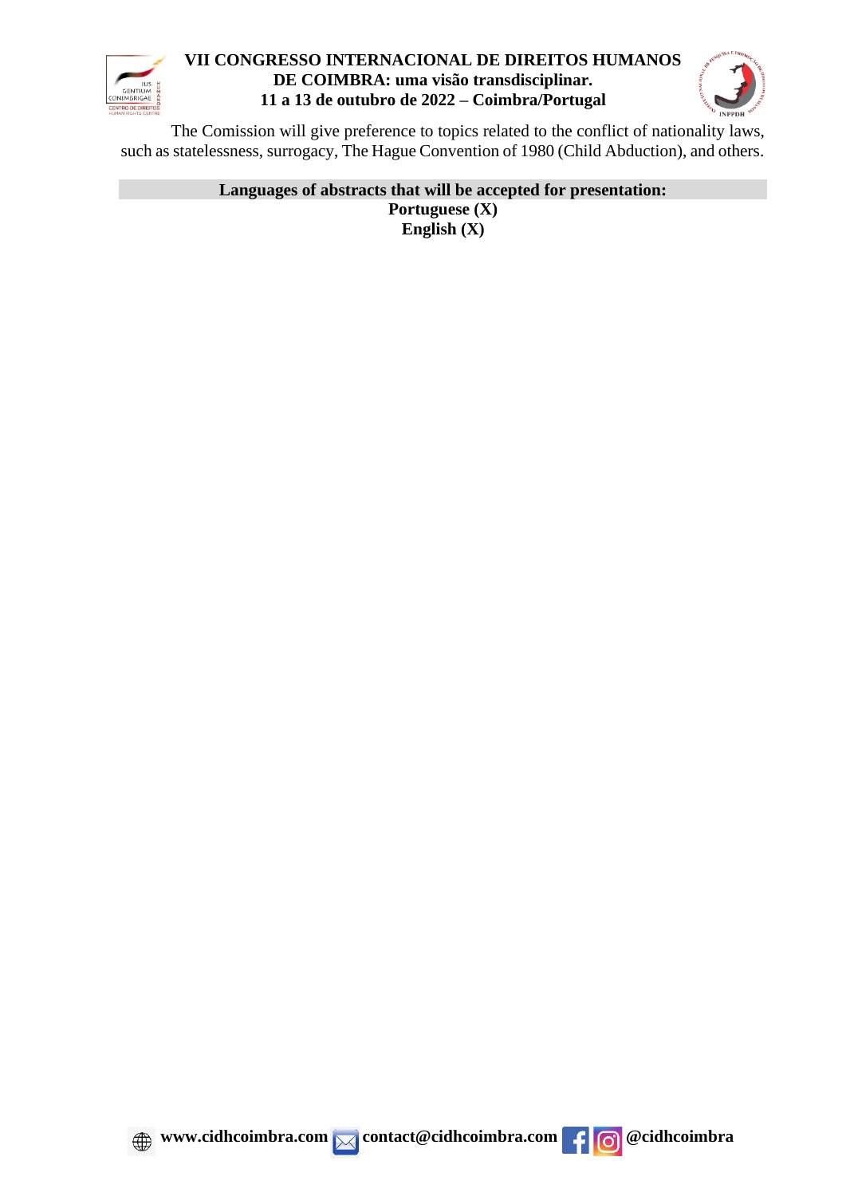The Comission will give preference to topics related to the conflict of nationality laws, such as statelessness, surrogacy, The Hague Convention of 1980 (Child Abduction), and others.

**Languages of abstracts that will be accepted for presentation:**

**Portuguese (X)**

**English (X)**